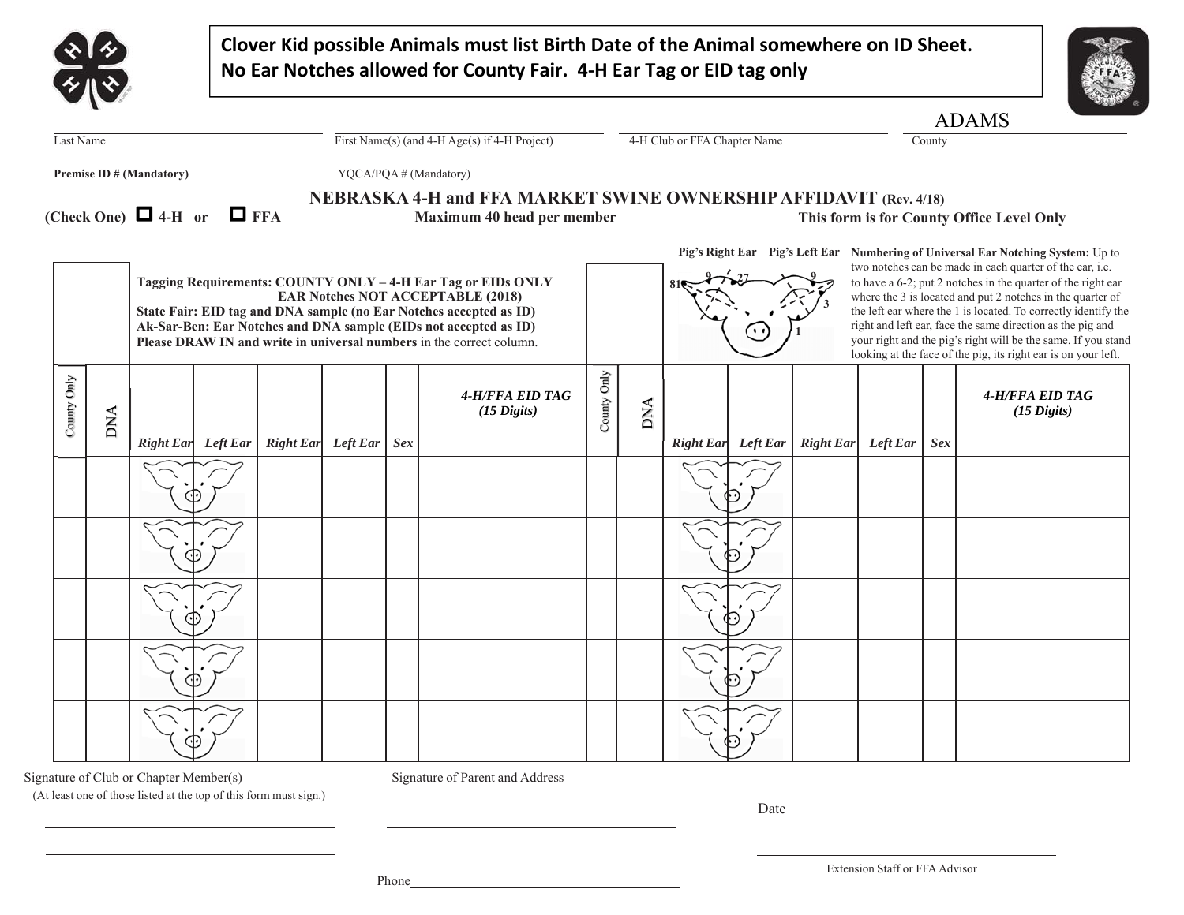**Clover Kid possible Animals must list Birth Date of the Animal somewhere on ID Sheet.**
**No Ear Notches allowed for County Fair. 4-H Ear Tag or EID tag only**

| Last Name | First Name(s) (and 4-H Age(s) if 4-H Project) | 4-H Club or FFA Chapter Name | County |
|---|---|---|---|
| | | | ADAMS |

**Premise ID # (Mandatory)** ____________ YQCA/PQA # (Mandatory) ____________

# NEBRASKA 4-H and FFA MARKET SWINE OWNERSHIP AFFIDAVIT (Rev. 4/18)

**(Check One) ☐ 4-H or ☐ FFA** **Maximum 40 head per member** **This form is for County Office Level Only**

**Tagging Requirements: COUNTY ONLY – 4-H Ear Tag or EIDs ONLY**
**EAR Notches NOT ACCEPTABLE (2018)**
**State Fair: EID tag and DNA sample (no Ear Notches accepted as ID)**
**Ak-Sar-Ben: Ear Notches and DNA sample (EIDs not accepted as ID)**
**Please DRAW IN and write in universal numbers** in the correct column.

**Pig's Right Ear** **Pig's Left Ear**

**Numbering of Universal Ear Notching System:** Up to two notches can be made in each quarter of the ear, i.e. to have a 6-2; put 2 notches in the quarter of the right ear where the 3 is located and put 2 notches in the quarter of the left ear where the 1 is located. To correctly identify the right and left ear, face the same direction as the pig and your right and the pig's right will be the same. If you stand looking at the face of the pig, its right ear is on your left.

| County Only | DNA | *Right Ear* | *Left Ear* | *Right Ear* | *Left Ear* | *Sex* | *4-H/FFA EID TAG (15 Digits)* | County Only | DNA | *Right Ear* | *Left Ear* | *Right Ear* | *Left Ear* | *Sex* | *4-H/FFA EID TAG (15 Digits)* |
|---|---|---|---|---|---|---|---|---|---|---|---|---|---|---|---|
| | | | | | | | | | | | | | | | |
| | | | | | | | | | | | | | | | |
| | | | | | | | | | | | | | | | |
| | | | | | | | | | | | | | | | |
| | | | | | | | | | | | | | | | |

Signature of Club or Chapter Member(s)
(At least one of those listed at the top of this form must sign.)

____________________
____________________
____________________

Signature of Parent and Address

____________________
____________________

Phone____________________

Date____________________

____________________
Extension Staff or FFA Advisor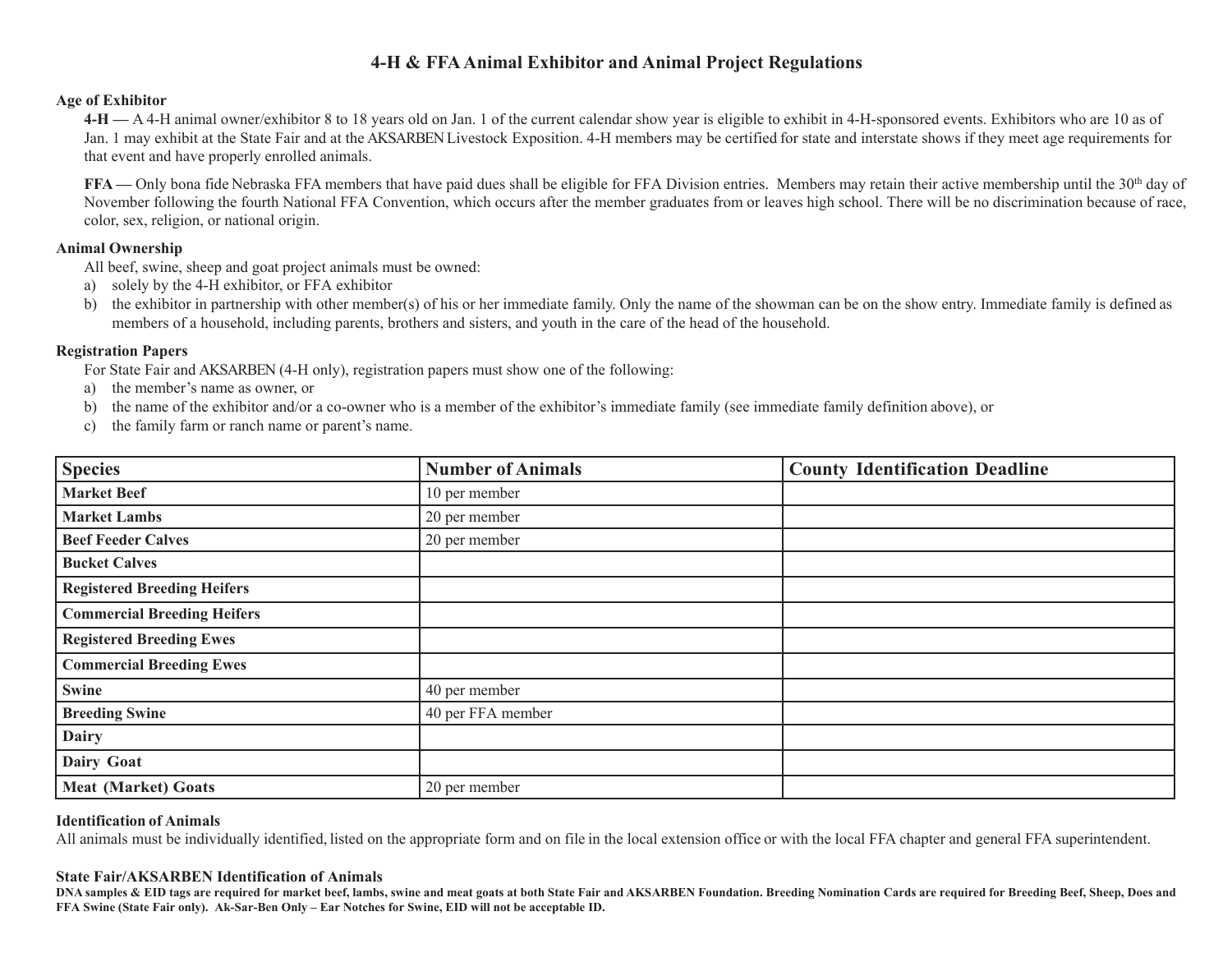# 4-H & FFA Animal Exhibitor and Animal Project Regulations

**Age of Exhibitor**

**4-H —** A 4-H animal owner/exhibitor 8 to 18 years old on Jan. 1 of the current calendar show year is eligible to exhibit in 4-H-sponsored events. Exhibitors who are 10 as of Jan. 1 may exhibit at the State Fair and at the AKSARBEN Livestock Exposition. 4-H members may be certified for state and interstate shows if they meet age requirements for that event and have properly enrolled animals.

**FFA —** Only bona fide Nebraska FFA members that have paid dues shall be eligible for FFA Division entries. Members may retain their active membership until the 30th day of November following the fourth National FFA Convention, which occurs after the member graduates from or leaves high school. There will be no discrimination because of race, color, sex, religion, or national origin.

**Animal Ownership**

All beef, swine, sheep and goat project animals must be owned:

a) solely by the 4-H exhibitor, or FFA exhibitor
b) the exhibitor in partnership with other member(s) of his or her immediate family. Only the name of the showman can be on the show entry. Immediate family is defined as members of a household, including parents, brothers and sisters, and youth in the care of the head of the household.

**Registration Papers**

For State Fair and AKSARBEN (4-H only), registration papers must show one of the following:

a) the member's name as owner, or
b) the name of the exhibitor and/or a co-owner who is a member of the exhibitor's immediate family (see immediate family definition above), or
c) the family farm or ranch name or parent's name.

| Species | Number of Animals | County Identification Deadline |
|---|---|---|
| **Market Beef** | 10 per member | |
| **Market Lambs** | 20 per member | |
| **Beef Feeder Calves** | 20 per member | |
| **Bucket Calves** | | |
| **Registered Breeding Heifers** | | |
| **Commercial Breeding Heifers** | | |
| **Registered Breeding Ewes** | | |
| **Commercial Breeding Ewes** | | |
| **Swine** | 40 per member | |
| **Breeding Swine** | 40 per FFA member | |
| **Dairy** | | |
| **Dairy Goat** | | |
| **Meat (Market) Goats** | 20 per member | |

**Identification of Animals**

All animals must be individually identified, listed on the appropriate form and on file in the local extension office or with the local FFA chapter and general FFA superintendent.

**State Fair/AKSARBEN Identification of Animals**

**DNA samples & EID tags are required for market beef, lambs, swine and meat goats at both State Fair and AKSARBEN Foundation. Breeding Nomination Cards are required for Breeding Beef, Sheep, Does and FFA Swine (State Fair only). Ak-Sar-Ben Only – Ear Notches for Swine, EID will not be acceptable ID.**